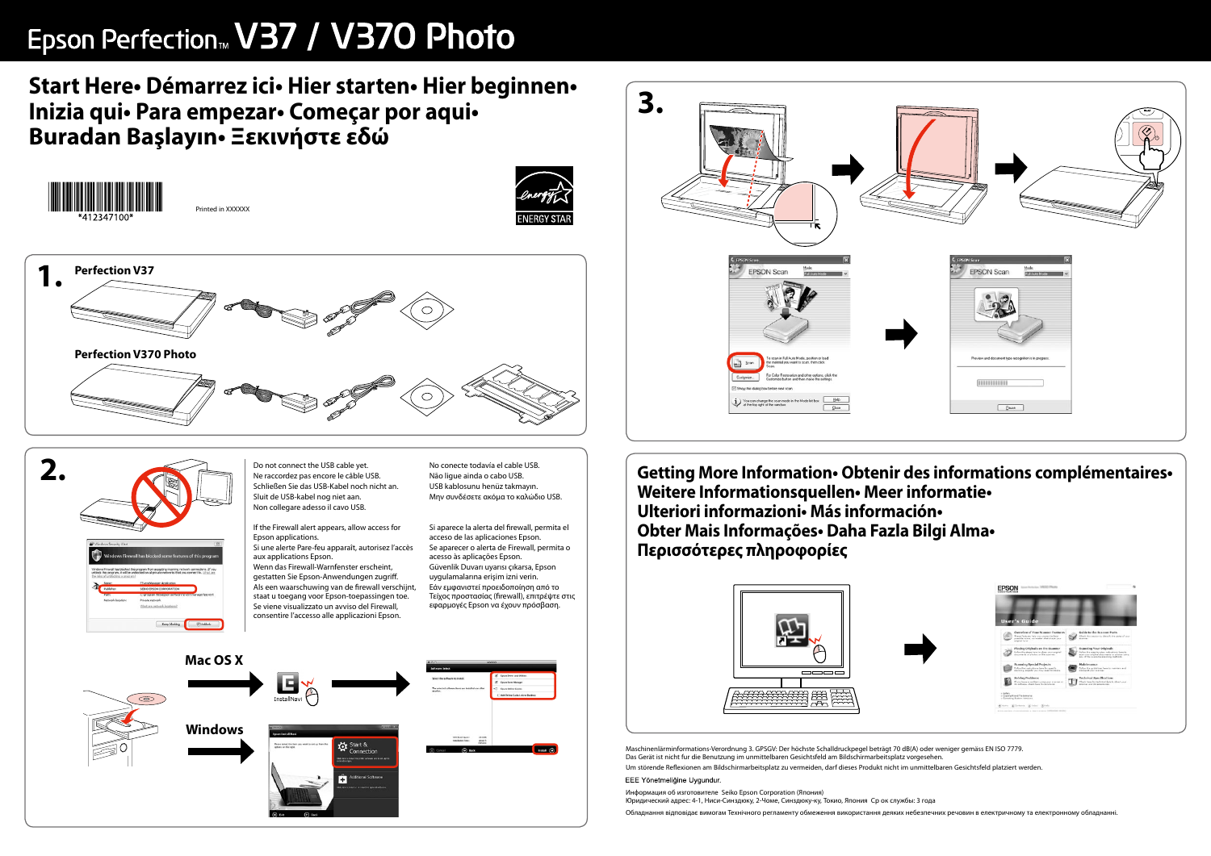# Epson Perfection™ V37 / V370 Photo

## Start Here• Démarrez ici• Hier starten• Hier beginnen• Inizia qui• Para empezar• Começar por aqui• Buradan Başlayın• Ξεκινήστε εδώ

*412347100*

Printed in XXXXXX

ENERGY STAR

## 1.

Perfection V37

Perfection V370 Photo

## 2.

Do not connect the USB cable yet.
Ne raccordez pas encore le câble USB.
Schließen Sie das USB-Kabel noch nicht an.
Sluit de USB-kabel nog niet aan.
Non collegare adesso il cavo USB.

No conecte todavía el cable USB.
Não ligue ainda o cabo USB.
USB kablosunu henüz takmayın.
Μην συνδέσετε ακόμα το καλώδιο USB.

If the Firewall alert appears, allow access for Epson applications.
Si une alerte Pare-feu apparaît, autorisez l'accès aux applications Epson.
Wenn das Firewall-Warnfenster erscheint, gestatten Sie Epson-Anwendungen zugriff.
Als een waarschuwing van de firewall verschijnt, staat u toegang voor Epson-toepassingen toe.
Se viene visualizzato un avviso del Firewall, consentire l'accesso alle applicazioni Epson.

Si aparece la alerta del firewall, permita el acceso de las aplicaciones Epson.
Se aparecer o alerta de Firewall, permita o acesso às aplicações Epson.
Güvenlik Duvarı uyarısı çıkarsa, Epson uygulamalarına erişim izni verin.
Εάν εμφανιστεί προειδοποίηση από το Τείχος προστασίας (firewall), επιτρέψτε στις εφαρμογές Epson να έχουν πρόσβαση.

Mac OS X

Windows

## 3.

## Getting More Information• Obtenir des informations complémentaires• Weitere Informationsquellen• Meer informatie• Ulteriori informazioni• Más información• Obter Mais Informações• Daha Fazla Bilgi Alma• Περισσότερες πληροφορίες

Maschinenlärminformations-Verordnung 3. GPSGV: Der höchste Schalldruckpegel beträgt 70 dB(A) oder weniger gemäss EN ISO 7779.
Das Gerät ist nicht fur die Benutzung im unmittelbaren Gesichtsfeld am Bildschirmarbeitsplatz vorgesehen.
Um störende Reflexionen am Bildschirmarbeitsplatz zu vermeiden, darf dieses Produkt nicht im unmittelbaren Gesichtsfeld platziert werden.

EEE Yönetmeliğine Uygundur.

Информация об изготовителе Seiko Epson Corporation (Япония)
Юридический адрес: 4-1, Ниси-Синздюку, 2-Чоме, Синздюку-ку, Токио, Япония Ср ок службы: 3 года

Обладнання відповідає вимогам Технічного регламенту обмеження використання деяких небезпечних речовин в електричному та електронному обладнанні.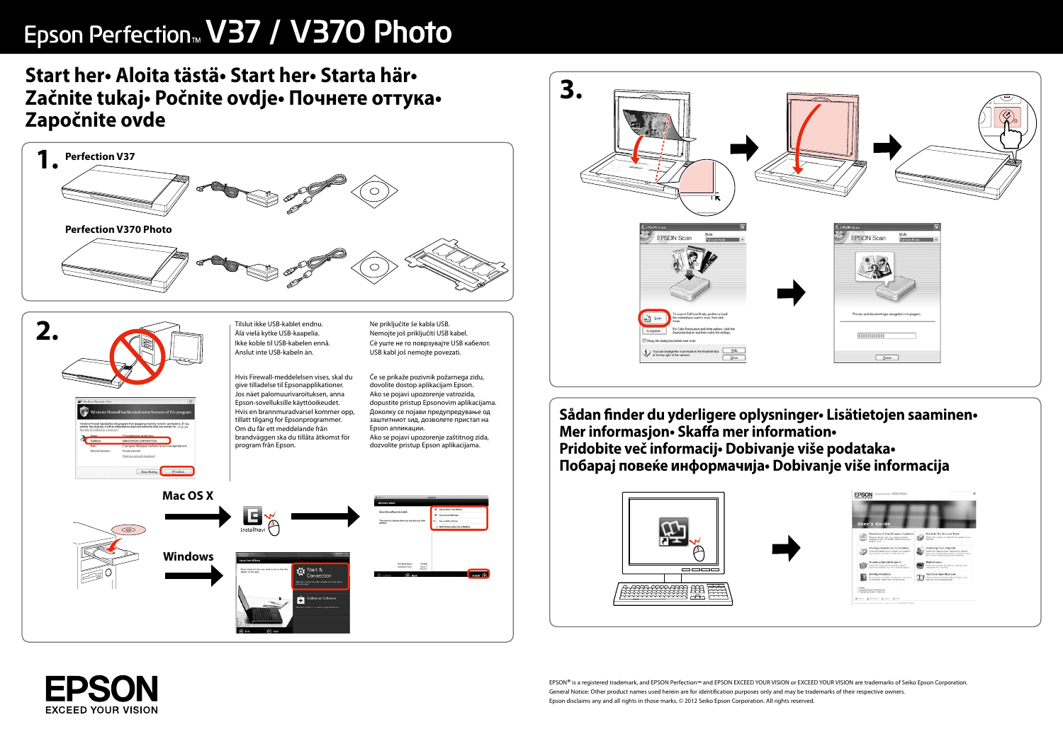# Epson Perfection™ V37 / V370 Photo

## Start her• Aloita tästä• Start her• Starta här• Začnite tukaj• Počnite ovdje• Почнете оттука• Započnite ovde

**1.** Perfection V37

Perfection V370 Photo

**2.**

Tilslut ikke USB-kablet endnu.
Älä vielä kytke USB-kaapelia.
Ikke koble til USB-kabelen ennå.
Anslut inte USB-kabeln än.

Ne priključite še kabla USB.
Nemojte još priključiti USB kabel.
Сè уште не го поврзувајте USB кабелот.
USB kabl još nemojte povezati.

Hvis Firewall-meddelelsen vises, skal du give tilladelse til Epsonapplikationer.
Jos näet palomuurivaroituksen, anna Epson-sovelluksille käyttöoikeudet.
Hvis en brannmuradvarsel kommer opp, tillatt tilgang for Epsonprogrammer.
Om du får ett meddelande från brandväggen ska du tillåta åtkomst för program från Epson.

Če se prikaže pozivnik požarnega zidu, dovolite dostop aplikacijam Epson.
Ako se pojavi upozorenje vatrozida, dopustite pristup Epsonovim aplikacijama.
Доколку се појави предупредување од заштитниот ѕид, дозволете пристап на Epson апликации.
Ako se pojavi upozorenje zaštitnog zida, dozvolite pristup Epson aplikacijama.

Mac OS X

Windows

**3.**

## Sådan finder du yderligere oplysninger• Lisätietojen saaminen• Mer informasjon• Skaffa mer information• Pridobite več informacij• Dobivanje više podataka• Побарај повеќе информации• Dobivanje više informacija

EPSON® is a registered trademark, and EPSON Perfection™ and EPSON EXCEED YOUR VISION or EXCEED YOUR VISION are trademarks of Seiko Epson Corporation.
General Notice: Other product names used herein are for identification purposes only and may be trademarks of their respective owners.
Epson disclaims any and all rights in those marks. © 2012 Seiko Epson Corporation. All rights reserved.

EPSON
EXCEED YOUR VISION